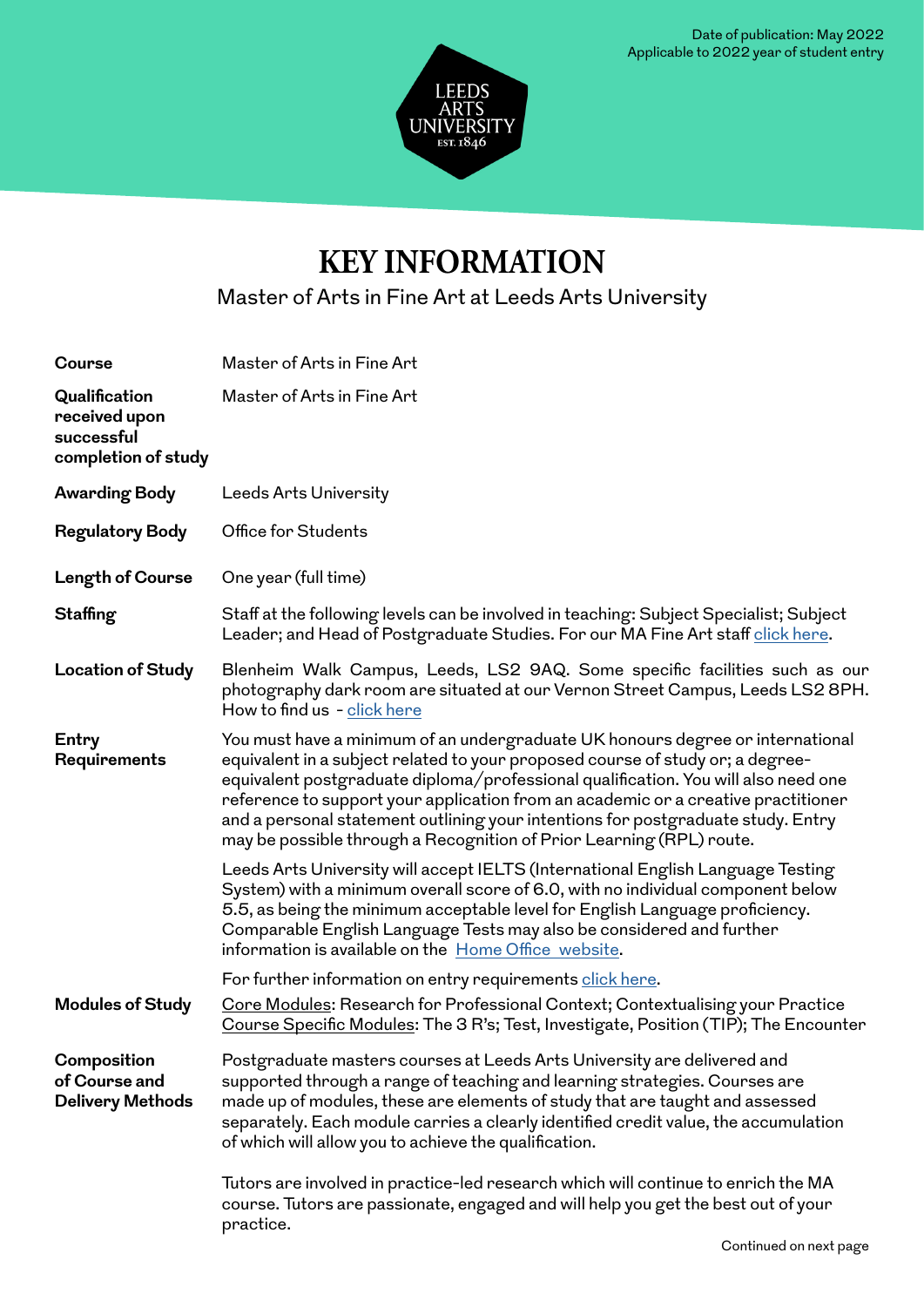Date of publication: May 2022
Applicable to 2022 year of student entry

LEEDS ARTS UNIVERSITY EST. 1846

# KEY INFORMATION

Master of Arts in Fine Art at Leeds Arts University

| | |
|---|---|
| **Course** | Master of Arts in Fine Art |
| **Qualification received upon successful completion of study** | Master of Arts in Fine Art |
| **Awarding Body** | Leeds Arts University |
| **Regulatory Body** | Office for Students |
| **Length of Course** | One year (full time) |
| **Staffing** | Staff at the following levels can be involved in teaching: Subject Specialist; Subject Leader; and Head of Postgraduate Studies. For our MA Fine Art staff click here. |
| **Location of Study** | Blenheim Walk Campus, Leeds, LS2 9AQ. Some specific facilities such as our photography dark room are situated at our Vernon Street Campus, Leeds LS2 8PH. How to find us - click here |
| **Entry Requirements** | You must have a minimum of an undergraduate UK honours degree or international equivalent in a subject related to your proposed course of study or; a degree-equivalent postgraduate diploma/professional qualification. You will also need one reference to support your application from an academic or a creative practitioner and a personal statement outlining your intentions for postgraduate study. Entry may be possible through a Recognition of Prior Learning (RPL) route.<br><br>Leeds Arts University will accept IELTS (International English Language Testing System) with a minimum overall score of 6.0, with no individual component below 5.5, as being the minimum acceptable level for English Language proficiency. Comparable English Language Tests may also be considered and further information is available on the Home Office website.<br><br>For further information on entry requirements click here. |
| **Modules of Study** | Core Modules: Research for Professional Context; Contextualising your Practice<br>Course Specific Modules: The 3 R's; Test, Investigate, Position (TIP); The Encounter |
| **Composition of Course and Delivery Methods** | Postgraduate masters courses at Leeds Arts University are delivered and supported through a range of teaching and learning strategies. Courses are made up of modules, these are elements of study that are taught and assessed separately. Each module carries a clearly identified credit value, the accumulation of which will allow you to achieve the qualification.<br><br>Tutors are involved in practice-led research which will continue to enrich the MA course. Tutors are passionate, engaged and will help you get the best out of your practice. |

Continued on next page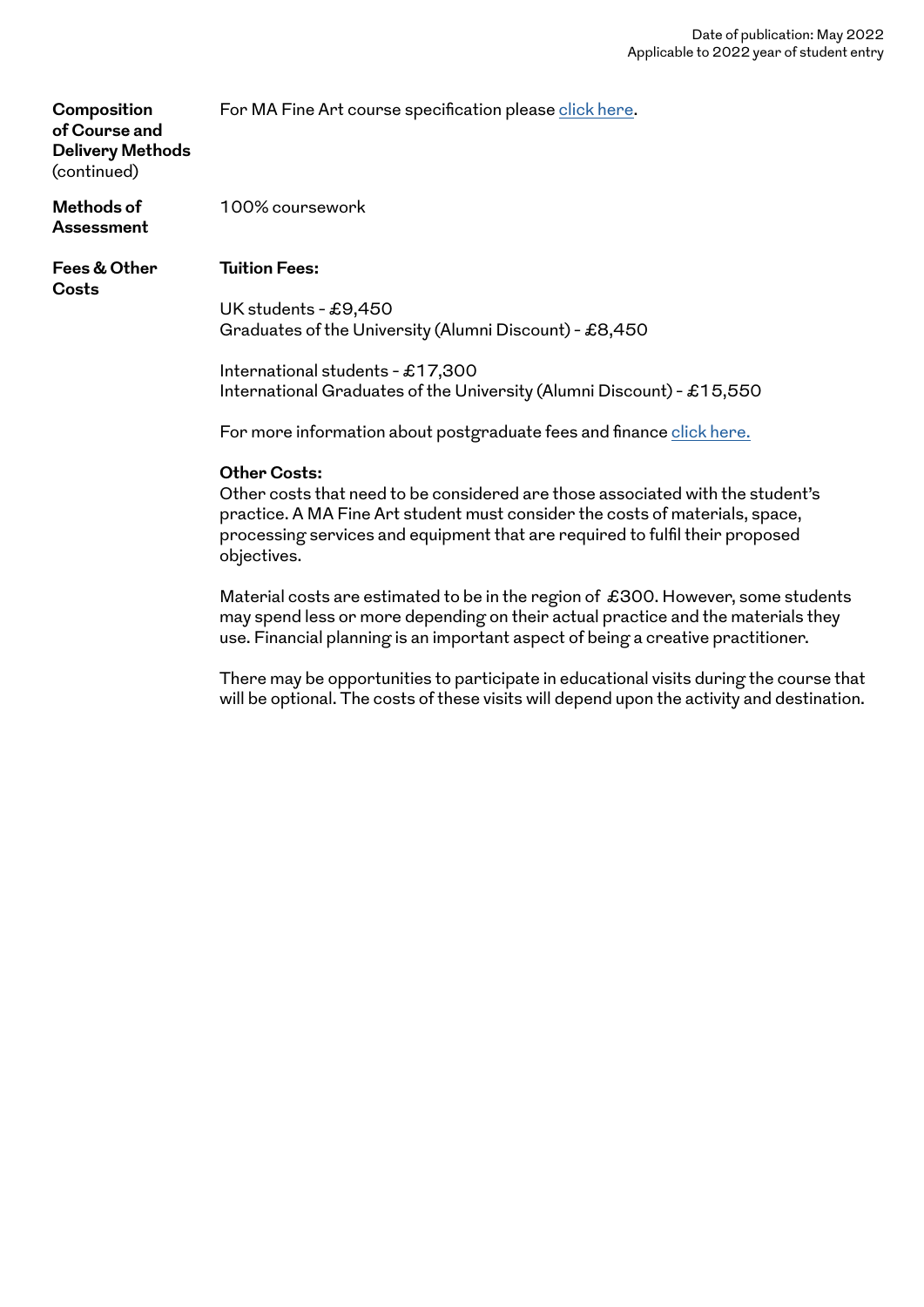Date of publication: May 2022
Applicable to 2022 year of student entry

| | |
|---|---|
| **Composition of Course and Delivery Methods** (continued) | For MA Fine Art course specification please click here. |
| **Methods of Assessment** | 100% coursework |
| **Fees & Other Costs** | **Tuition Fees:**<br><br>UK students - £9,450<br>Graduates of the University (Alumni Discount) - £8,450<br><br>International students - £17,300<br>International Graduates of the University (Alumni Discount) - £15,550<br><br>For more information about postgraduate fees and finance click here.<br><br>**Other Costs:**<br>Other costs that need to be considered are those associated with the student's practice. A MA Fine Art student must consider the costs of materials, space, processing services and equipment that are required to fulfil their proposed objectives.<br><br>Material costs are estimated to be in the region of £300. However, some students may spend less or more depending on their actual practice and the materials they use. Financial planning is an important aspect of being a creative practitioner.<br><br>There may be opportunities to participate in educational visits during the course that will be optional. The costs of these visits will depend upon the activity and destination. |